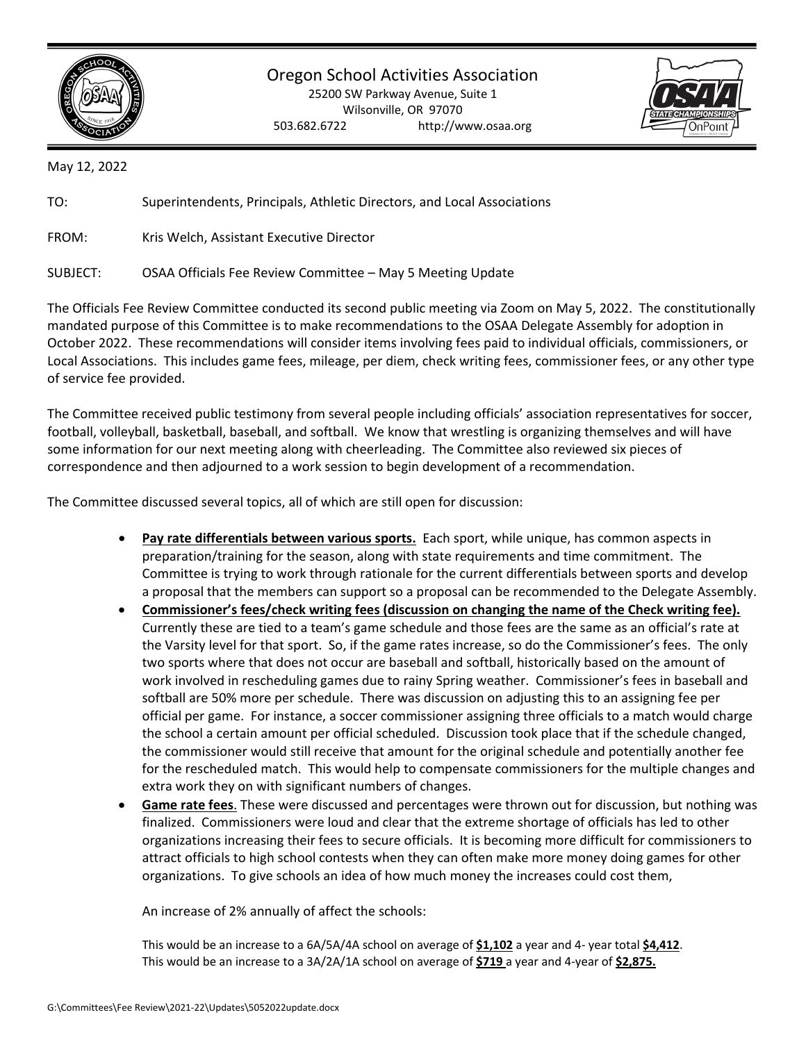Oregon School Activities Association
25200 SW Parkway Avenue, Suite 1
Wilsonville, OR 97070
503.682.6722 http://www.osaa.org

May 12, 2022

TO: Superintendents, Principals, Athletic Directors, and Local Associations

FROM: Kris Welch, Assistant Executive Director

SUBJECT: OSAA Officials Fee Review Committee – May 5 Meeting Update

The Officials Fee Review Committee conducted its second public meeting via Zoom on May 5, 2022. The constitutionally mandated purpose of this Committee is to make recommendations to the OSAA Delegate Assembly for adoption in October 2022. These recommendations will consider items involving fees paid to individual officials, commissioners, or Local Associations. This includes game fees, mileage, per diem, check writing fees, commissioner fees, or any other type of service fee provided.

The Committee received public testimony from several people including officials' association representatives for soccer, football, volleyball, basketball, baseball, and softball. We know that wrestling is organizing themselves and will have some information for our next meeting along with cheerleading. The Committee also reviewed six pieces of correspondence and then adjourned to a work session to begin development of a recommendation.

The Committee discussed several topics, all of which are still open for discussion:

- **Pay rate differentials between various sports.** Each sport, while unique, has common aspects in preparation/training for the season, along with state requirements and time commitment. The Committee is trying to work through rationale for the current differentials between sports and develop a proposal that the members can support so a proposal can be recommended to the Delegate Assembly.
- **Commissioner's fees/check writing fees (discussion on changing the name of the Check writing fee).** Currently these are tied to a team's game schedule and those fees are the same as an official's rate at the Varsity level for that sport. So, if the game rates increase, so do the Commissioner's fees. The only two sports where that does not occur are baseball and softball, historically based on the amount of work involved in rescheduling games due to rainy Spring weather. Commissioner's fees in baseball and softball are 50% more per schedule. There was discussion on adjusting this to an assigning fee per official per game. For instance, a soccer commissioner assigning three officials to a match would charge the school a certain amount per official scheduled. Discussion took place that if the schedule changed, the commissioner would still receive that amount for the original schedule and potentially another fee for the rescheduled match. This would help to compensate commissioners for the multiple changes and extra work they on with significant numbers of changes.
- **Game rate fees**. These were discussed and percentages were thrown out for discussion, but nothing was finalized. Commissioners were loud and clear that the extreme shortage of officials has led to other organizations increasing their fees to secure officials. It is becoming more difficult for commissioners to attract officials to high school contests when they can often make more money doing games for other organizations. To give schools an idea of how much money the increases could cost them,

  An increase of 2% annually of affect the schools:

  This would be an increase to a 6A/5A/4A school on average of **$1,102** a year and 4- year total **$4,412**.
  This would be an increase to a 3A/2A/1A school on average of **$719** a year and 4-year of **$2,875.**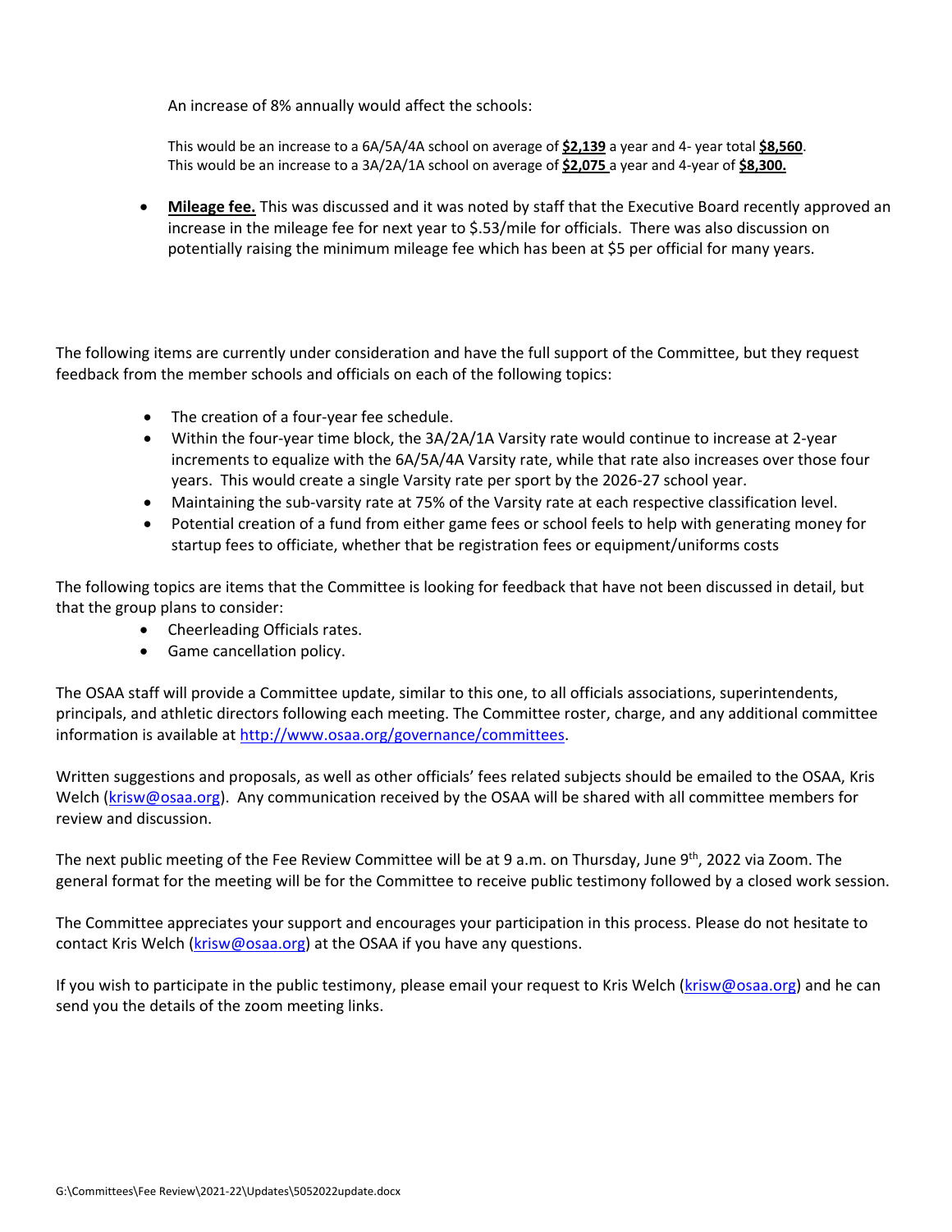An increase of 8% annually would affect the schools:

This would be an increase to a 6A/5A/4A school on average of **$2,139** a year and 4- year total **$8,560**.
This would be an increase to a 3A/2A/1A school on average of **$2,075** a year and 4-year of **$8,300.**

- **Mileage fee.** This was discussed and it was noted by staff that the Executive Board recently approved an increase in the mileage fee for next year to $.53/mile for officials. There was also discussion on potentially raising the minimum mileage fee which has been at $5 per official for many years.

The following items are currently under consideration and have the full support of the Committee, but they request feedback from the member schools and officials on each of the following topics:

- The creation of a four-year fee schedule.
- Within the four-year time block, the 3A/2A/1A Varsity rate would continue to increase at 2-year increments to equalize with the 6A/5A/4A Varsity rate, while that rate also increases over those four years. This would create a single Varsity rate per sport by the 2026-27 school year.
- Maintaining the sub-varsity rate at 75% of the Varsity rate at each respective classification level.
- Potential creation of a fund from either game fees or school feels to help with generating money for startup fees to officiate, whether that be registration fees or equipment/uniforms costs

The following topics are items that the Committee is looking for feedback that have not been discussed in detail, but that the group plans to consider:

- Cheerleading Officials rates.
- Game cancellation policy.

The OSAA staff will provide a Committee update, similar to this one, to all officials associations, superintendents, principals, and athletic directors following each meeting. The Committee roster, charge, and any additional committee information is available at http://www.osaa.org/governance/committees.

Written suggestions and proposals, as well as other officials' fees related subjects should be emailed to the OSAA, Kris Welch (krisw@osaa.org). Any communication received by the OSAA will be shared with all committee members for review and discussion.

The next public meeting of the Fee Review Committee will be at 9 a.m. on Thursday, June 9th, 2022 via Zoom. The general format for the meeting will be for the Committee to receive public testimony followed by a closed work session.

The Committee appreciates your support and encourages your participation in this process. Please do not hesitate to contact Kris Welch (krisw@osaa.org) at the OSAA if you have any questions.

If you wish to participate in the public testimony, please email your request to Kris Welch (krisw@osaa.org) and he can send you the details of the zoom meeting links.

G:\Committees\Fee Review\2021-22\Updates\5052022update.docx